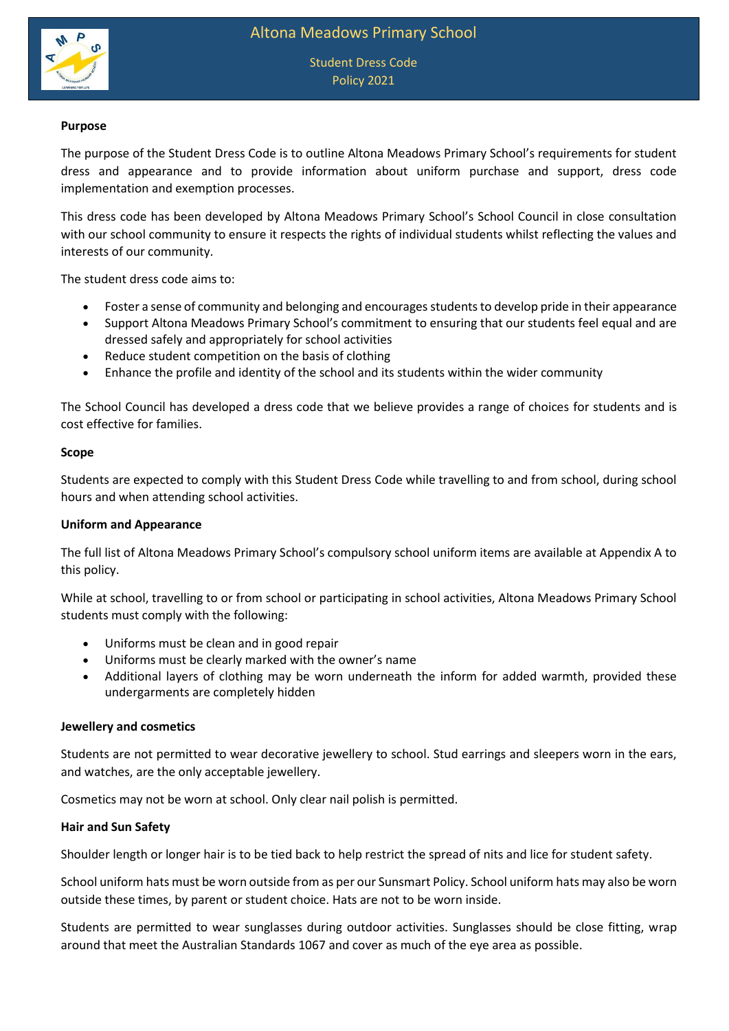# Altona Meadows Primary School

## Student Dress Code Policy 2021

**Purpose**

The purpose of the Student Dress Code is to outline Altona Meadows Primary School's requirements for student dress and appearance and to provide information about uniform purchase and support, dress code implementation and exemption processes.

This dress code has been developed by Altona Meadows Primary School's School Council in close consultation with our school community to ensure it respects the rights of individual students whilst reflecting the values and interests of our community.

The student dress code aims to:

- Foster a sense of community and belonging and encourages students to develop pride in their appearance
- Support Altona Meadows Primary School's commitment to ensuring that our students feel equal and are dressed safely and appropriately for school activities
- Reduce student competition on the basis of clothing
- Enhance the profile and identity of the school and its students within the wider community

The School Council has developed a dress code that we believe provides a range of choices for students and is cost effective for families.

**Scope**

Students are expected to comply with this Student Dress Code while travelling to and from school, during school hours and when attending school activities.

**Uniform and Appearance**

The full list of Altona Meadows Primary School's compulsory school uniform items are available at Appendix A to this policy.

While at school, travelling to or from school or participating in school activities, Altona Meadows Primary School students must comply with the following:

- Uniforms must be clean and in good repair
- Uniforms must be clearly marked with the owner's name
- Additional layers of clothing may be worn underneath the inform for added warmth, provided these undergarments are completely hidden

**Jewellery and cosmetics**

Students are not permitted to wear decorative jewellery to school. Stud earrings and sleepers worn in the ears, and watches, are the only acceptable jewellery.

Cosmetics may not be worn at school. Only clear nail polish is permitted.

**Hair and Sun Safety**

Shoulder length or longer hair is to be tied back to help restrict the spread of nits and lice for student safety.

School uniform hats must be worn outside from as per our Sunsmart Policy. School uniform hats may also be worn outside these times, by parent or student choice. Hats are not to be worn inside.

Students are permitted to wear sunglasses during outdoor activities. Sunglasses should be close fitting, wrap around that meet the Australian Standards 1067 and cover as much of the eye area as possible.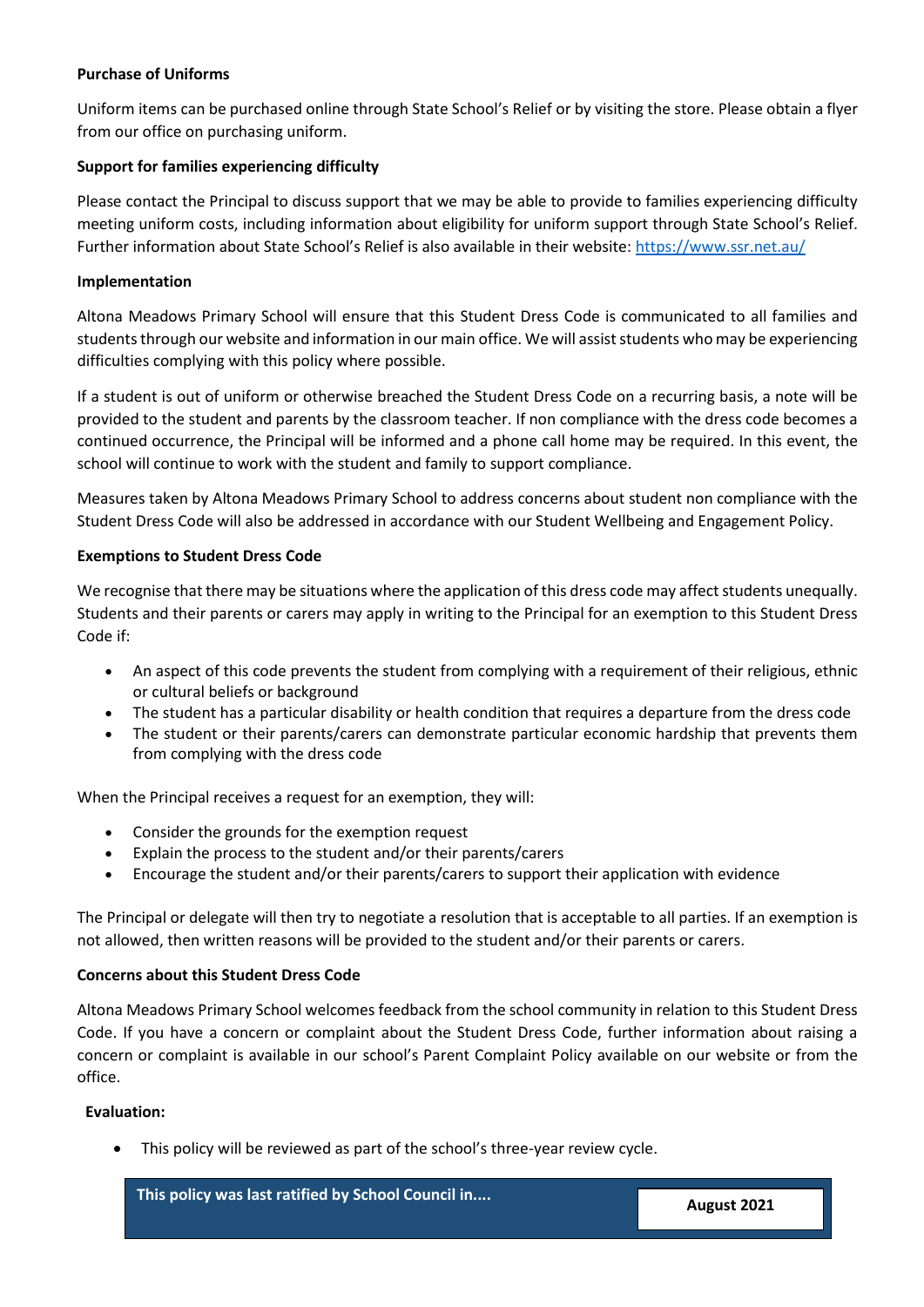**Purchase of Uniforms**

Uniform items can be purchased online through State School's Relief or by visiting the store. Please obtain a flyer from our office on purchasing uniform.

**Support for families experiencing difficulty**

Please contact the Principal to discuss support that we may be able to provide to families experiencing difficulty meeting uniform costs, including information about eligibility for uniform support through State School's Relief. Further information about State School's Relief is also available in their website: https://www.ssr.net.au/

**Implementation**

Altona Meadows Primary School will ensure that this Student Dress Code is communicated to all families and students through our website and information in our main office. We will assist students who may be experiencing difficulties complying with this policy where possible.

If a student is out of uniform or otherwise breached the Student Dress Code on a recurring basis, a note will be provided to the student and parents by the classroom teacher. If non compliance with the dress code becomes a continued occurrence, the Principal will be informed and a phone call home may be required. In this event, the school will continue to work with the student and family to support compliance.

Measures taken by Altona Meadows Primary School to address concerns about student non compliance with the Student Dress Code will also be addressed in accordance with our Student Wellbeing and Engagement Policy.

**Exemptions to Student Dress Code**

We recognise that there may be situations where the application of this dress code may affect students unequally. Students and their parents or carers may apply in writing to the Principal for an exemption to this Student Dress Code if:

- An aspect of this code prevents the student from complying with a requirement of their religious, ethnic or cultural beliefs or background
- The student has a particular disability or health condition that requires a departure from the dress code
- The student or their parents/carers can demonstrate particular economic hardship that prevents them from complying with the dress code

When the Principal receives a request for an exemption, they will:

- Consider the grounds for the exemption request
- Explain the process to the student and/or their parents/carers
- Encourage the student and/or their parents/carers to support their application with evidence

The Principal or delegate will then try to negotiate a resolution that is acceptable to all parties. If an exemption is not allowed, then written reasons will be provided to the student and/or their parents or carers.

**Concerns about this Student Dress Code**

Altona Meadows Primary School welcomes feedback from the school community in relation to this Student Dress Code. If you have a concern or complaint about the Student Dress Code, further information about raising a concern or complaint is available in our school's Parent Complaint Policy available on our website or from the office.

**Evaluation:**

- This policy will be reviewed as part of the school's three-year review cycle.

| | |
|---|---|
| **This policy was last ratified by School Council in....** | **August 2021** |